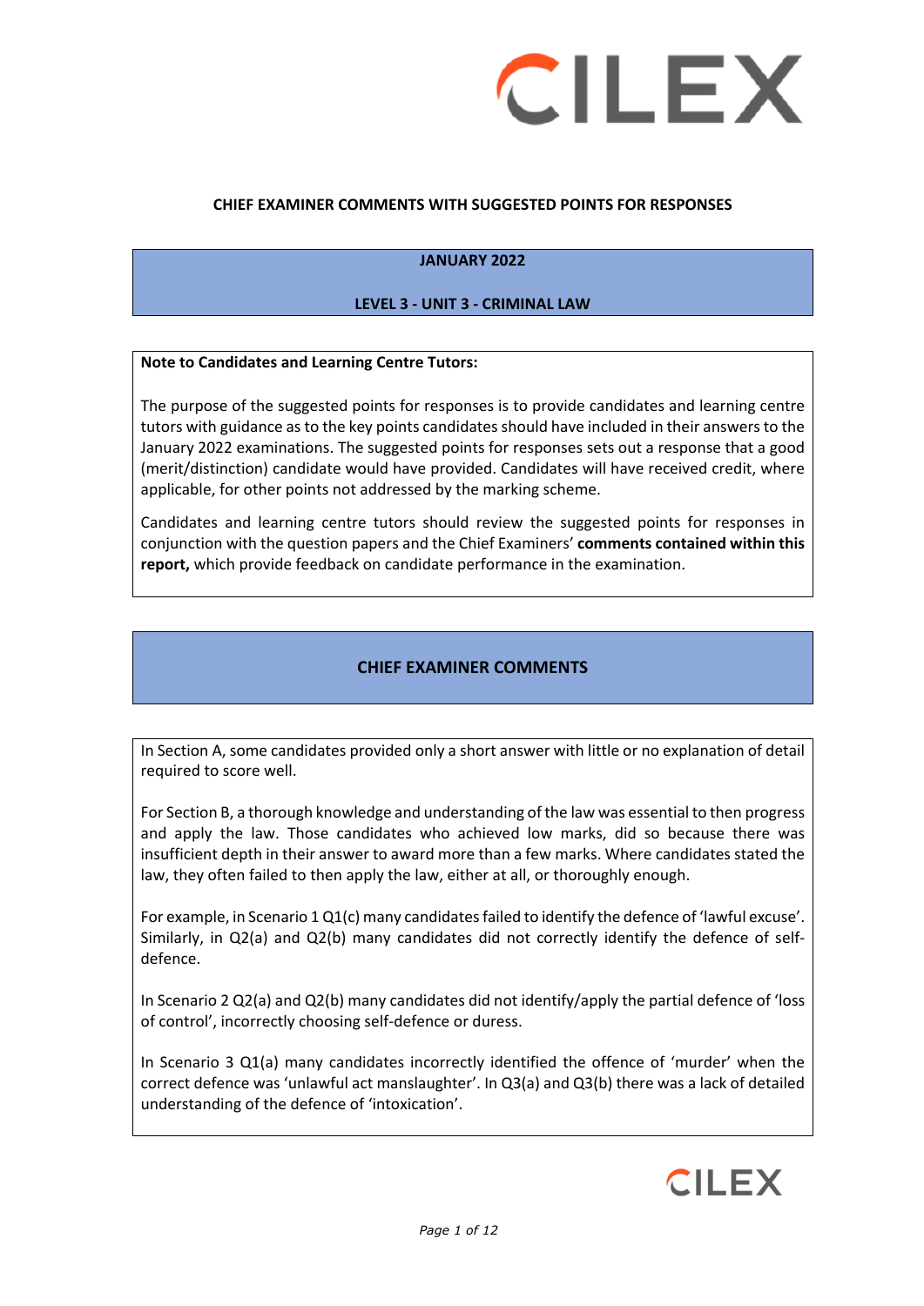**CHIEF EXAMINER COMMENTS WITH SUGGESTED POINTS FOR RESPONSES**

**JANUARY 2022**

**LEVEL 3 - UNIT 3 - CRIMINAL LAW**

**Note to Candidates and Learning Centre Tutors:**

The purpose of the suggested points for responses is to provide candidates and learning centre tutors with guidance as to the key points candidates should have included in their answers to the January 2022 examinations. The suggested points for responses sets out a response that a good (merit/distinction) candidate would have provided. Candidates will have received credit, where applicable, for other points not addressed by the marking scheme.

Candidates and learning centre tutors should review the suggested points for responses in conjunction with the question papers and the Chief Examiners' **comments contained within this report,** which provide feedback on candidate performance in the examination.

## CHIEF EXAMINER COMMENTS

In Section A, some candidates provided only a short answer with little or no explanation of detail required to score well.

For Section B, a thorough knowledge and understanding of the law was essential to then progress and apply the law. Those candidates who achieved low marks, did so because there was insufficient depth in their answer to award more than a few marks. Where candidates stated the law, they often failed to then apply the law, either at all, or thoroughly enough.

For example, in Scenario 1 Q1(c) many candidates failed to identify the defence of 'lawful excuse'. Similarly, in Q2(a) and Q2(b) many candidates did not correctly identify the defence of self-defence.

In Scenario 2 Q2(a) and Q2(b) many candidates did not identify/apply the partial defence of 'loss of control', incorrectly choosing self-defence or duress.

In Scenario 3 Q1(a) many candidates incorrectly identified the offence of 'murder' when the correct defence was 'unlawful act manslaughter'. In Q3(a) and Q3(b) there was a lack of detailed understanding of the defence of 'intoxication'.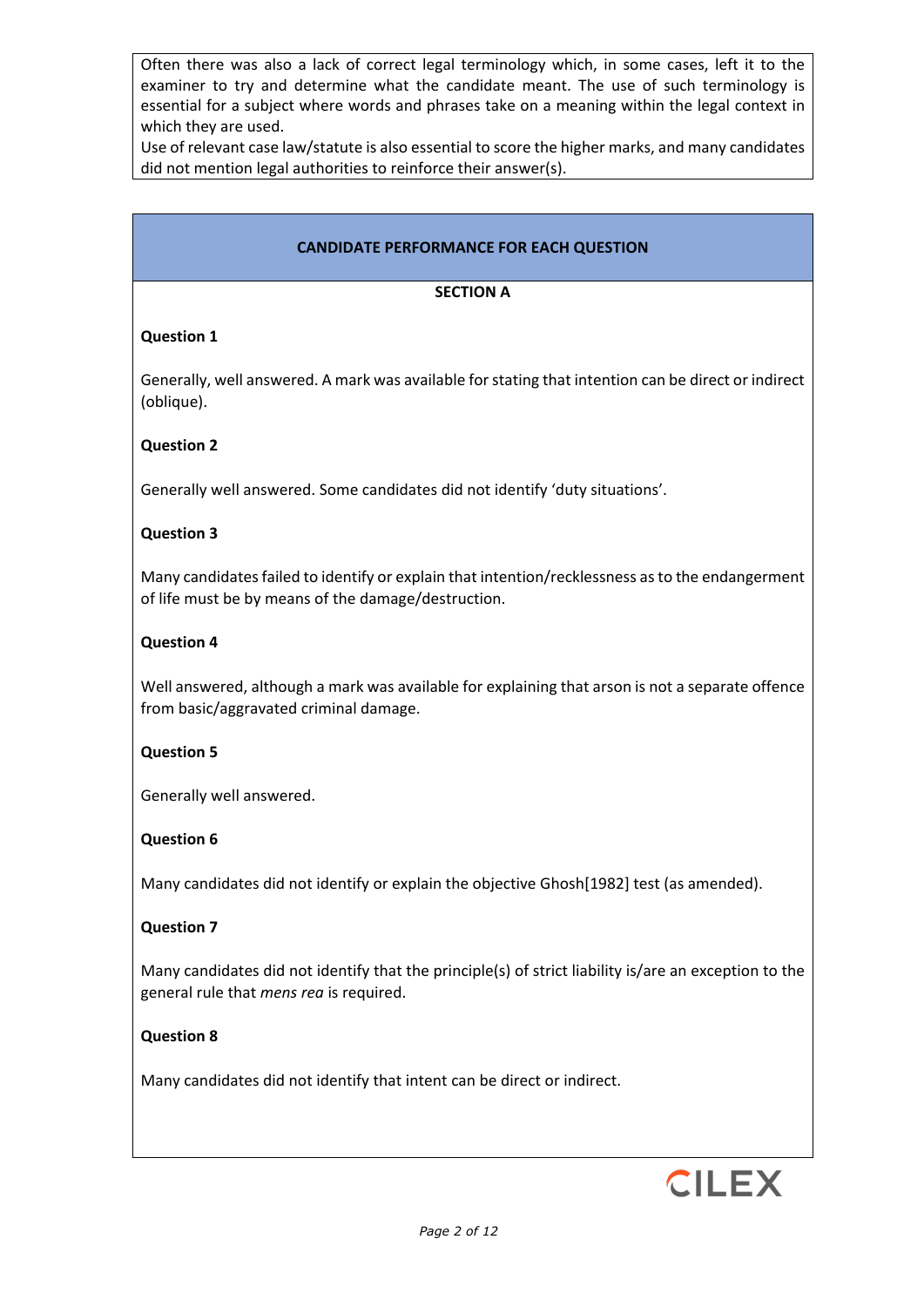Often there was also a lack of correct legal terminology which, in some cases, left it to the examiner to try and determine what the candidate meant. The use of such terminology is essential for a subject where words and phrases take on a meaning within the legal context in which they are used.

Use of relevant case law/statute is also essential to score the higher marks, and many candidates did not mention legal authorities to reinforce their answer(s).

## CANDIDATE PERFORMANCE FOR EACH QUESTION

### SECTION A

**Question 1**

Generally, well answered. A mark was available for stating that intention can be direct or indirect (oblique).

**Question 2**

Generally well answered. Some candidates did not identify 'duty situations'.

**Question 3**

Many candidates failed to identify or explain that intention/recklessness as to the endangerment of life must be by means of the damage/destruction.

**Question 4**

Well answered, although a mark was available for explaining that arson is not a separate offence from basic/aggravated criminal damage.

**Question 5**

Generally well answered.

**Question 6**

Many candidates did not identify or explain the objective Ghosh[1982] test (as amended).

**Question 7**

Many candidates did not identify that the principle(s) of strict liability is/are an exception to the general rule that *mens rea* is required.

**Question 8**

Many candidates did not identify that intent can be direct or indirect.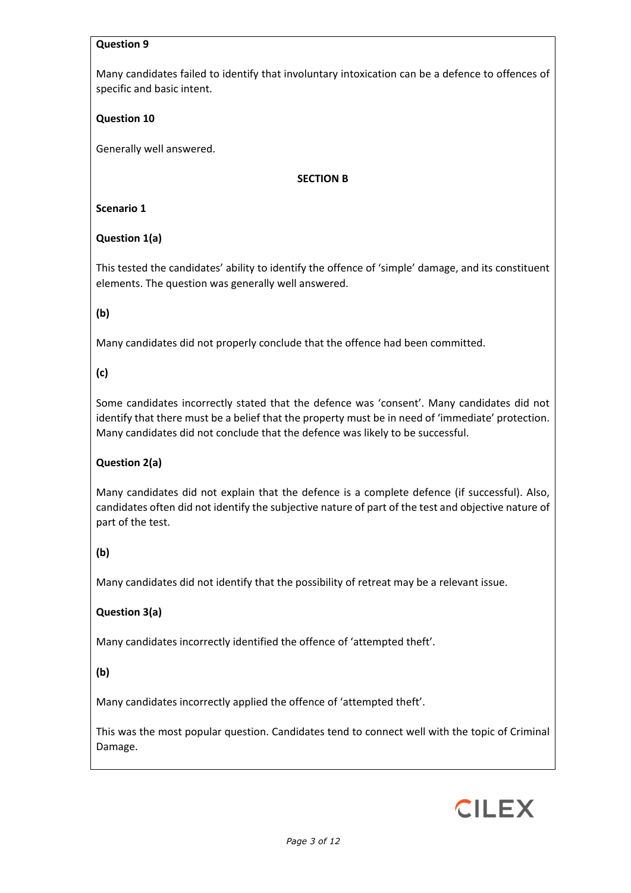**Question 9**

Many candidates failed to identify that involuntary intoxication can be a defence to offences of specific and basic intent.

**Question 10**

Generally well answered.

**SECTION B**

**Scenario 1**

**Question 1(a)**

This tested the candidates' ability to identify the offence of 'simple' damage, and its constituent elements. The question was generally well answered.

**(b)**

Many candidates did not properly conclude that the offence had been committed.

**(c)**

Some candidates incorrectly stated that the defence was 'consent'. Many candidates did not identify that there must be a belief that the property must be in need of 'immediate' protection. Many candidates did not conclude that the defence was likely to be successful.

**Question 2(a)**

Many candidates did not explain that the defence is a complete defence (if successful). Also, candidates often did not identify the subjective nature of part of the test and objective nature of part of the test.

**(b)**

Many candidates did not identify that the possibility of retreat may be a relevant issue.

**Question 3(a)**

Many candidates incorrectly identified the offence of 'attempted theft'.

**(b)**

Many candidates incorrectly applied the offence of 'attempted theft'.

This was the most popular question. Candidates tend to connect well with the topic of Criminal Damage.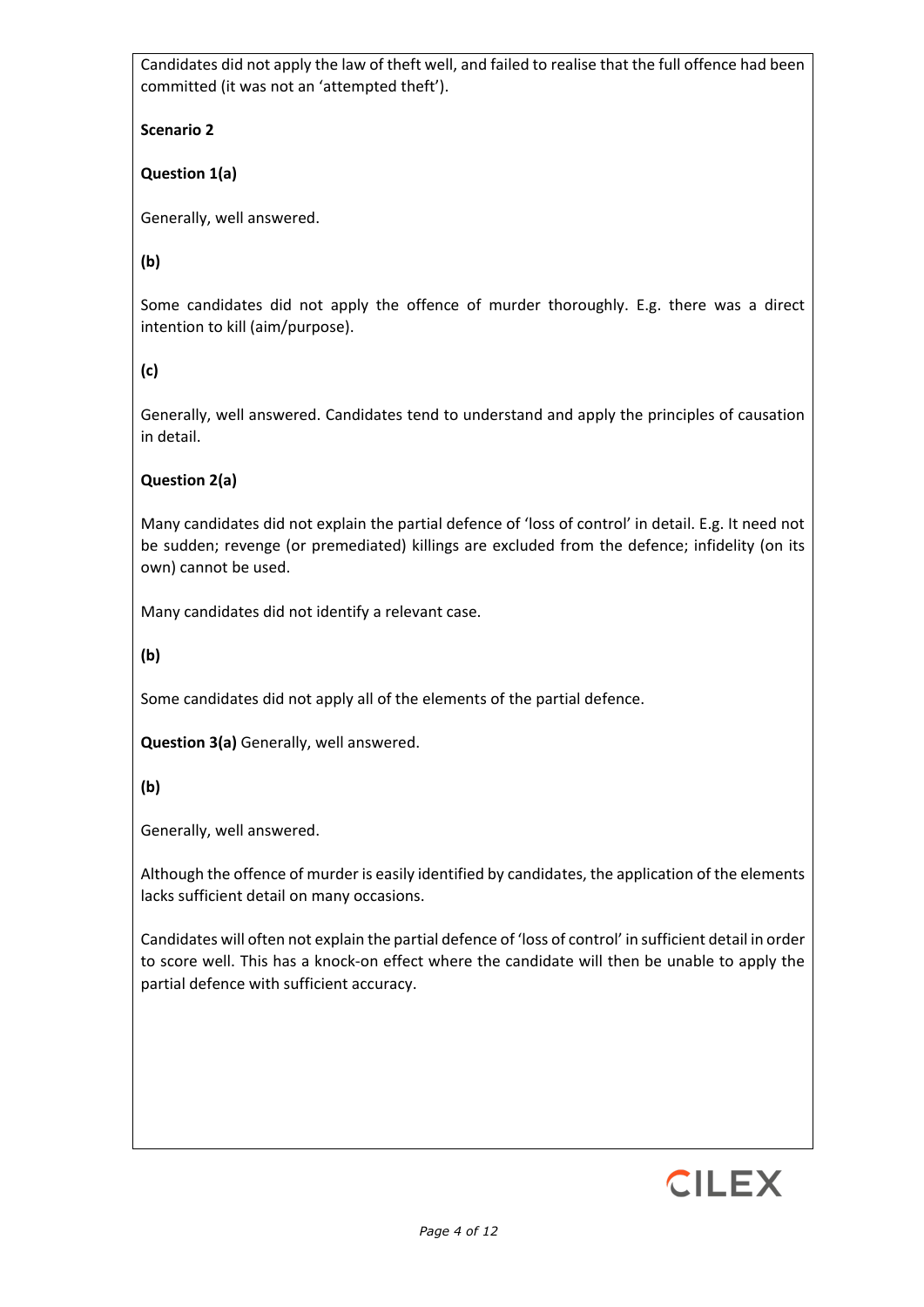Candidates did not apply the law of theft well, and failed to realise that the full offence had been committed (it was not an 'attempted theft').

**Scenario 2**

**Question 1(a)**

Generally, well answered.

**(b)**

Some candidates did not apply the offence of murder thoroughly. E.g. there was a direct intention to kill (aim/purpose).

**(c)**

Generally, well answered. Candidates tend to understand and apply the principles of causation in detail.

**Question 2(a)**

Many candidates did not explain the partial defence of 'loss of control' in detail. E.g. It need not be sudden; revenge (or premediated) killings are excluded from the defence; infidelity (on its own) cannot be used.

Many candidates did not identify a relevant case.

**(b)**

Some candidates did not apply all of the elements of the partial defence.

**Question 3(a)** Generally, well answered.

**(b)**

Generally, well answered.

Although the offence of murder is easily identified by candidates, the application of the elements lacks sufficient detail on many occasions.

Candidates will often not explain the partial defence of 'loss of control' in sufficient detail in order to score well. This has a knock-on effect where the candidate will then be unable to apply the partial defence with sufficient accuracy.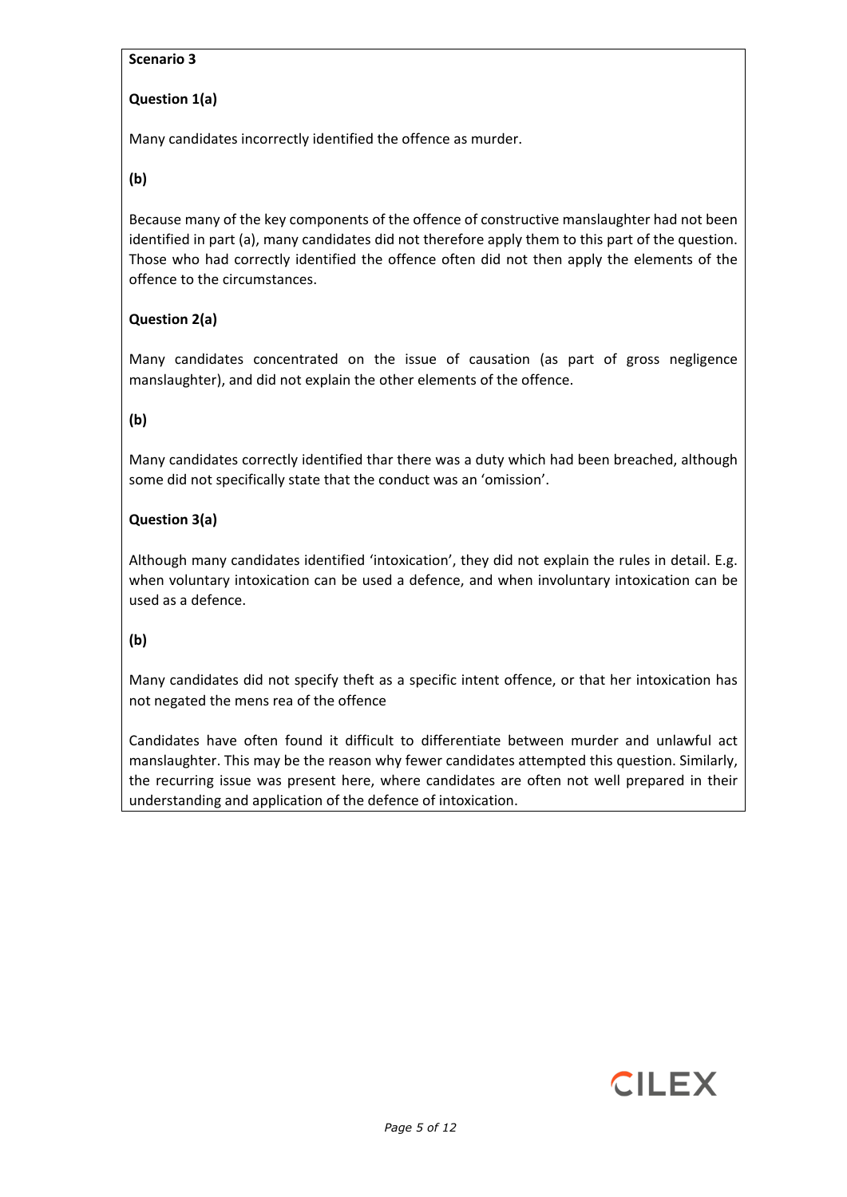**Scenario 3**

**Question 1(a)**

Many candidates incorrectly identified the offence as murder.

**(b)**

Because many of the key components of the offence of constructive manslaughter had not been identified in part (a), many candidates did not therefore apply them to this part of the question. Those who had correctly identified the offence often did not then apply the elements of the offence to the circumstances.

**Question 2(a)**

Many candidates concentrated on the issue of causation (as part of gross negligence manslaughter), and did not explain the other elements of the offence.

**(b)**

Many candidates correctly identified thar there was a duty which had been breached, although some did not specifically state that the conduct was an 'omission'.

**Question 3(a)**

Although many candidates identified 'intoxication', they did not explain the rules in detail. E.g. when voluntary intoxication can be used a defence, and when involuntary intoxication can be used as a defence.

**(b)**

Many candidates did not specify theft as a specific intent offence, or that her intoxication has not negated the mens rea of the offence

Candidates have often found it difficult to differentiate between murder and unlawful act manslaughter. This may be the reason why fewer candidates attempted this question. Similarly, the recurring issue was present here, where candidates are often not well prepared in their understanding and application of the defence of intoxication.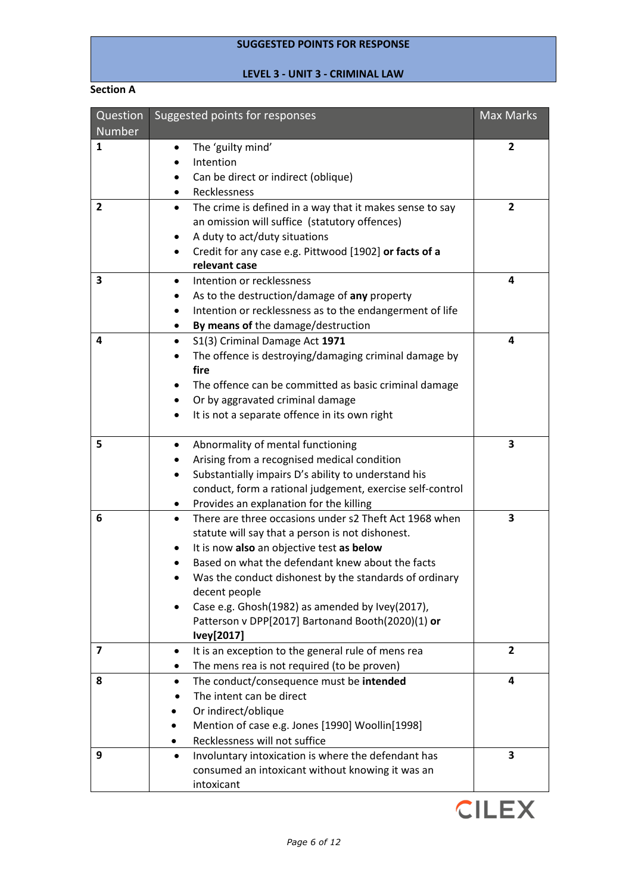**SUGGESTED POINTS FOR RESPONSE**

**LEVEL 3 - UNIT 3 - CRIMINAL LAW**

**Section A**

| Question Number | Suggested points for responses | Max Marks |
|---|---|---|
| **1** | • The 'guilty mind'<br>• Intention<br>• Can be direct or indirect (oblique)<br>• Recklessness | **2** |
| **2** | • The crime is defined in a way that it makes sense to say an omission will suffice (statutory offences)<br>• A duty to act/duty situations<br>• Credit for any case e.g. Pittwood [1902] **or facts of a relevant case** | **2** |
| **3** | • Intention or recklessness<br>• As to the destruction/damage of **any** property<br>• Intention or recklessness as to the endangerment of life<br>• **By means of** the damage/destruction | **4** |
| **4** | • S1(3) Criminal Damage Act **1971**<br>• The offence is destroying/damaging criminal damage by **fire**<br>• The offence can be committed as basic criminal damage<br>• Or by aggravated criminal damage<br>• It is not a separate offence in its own right | **4** |
| **5** | • Abnormality of mental functioning<br>• Arising from a recognised medical condition<br>• Substantially impairs D's ability to understand his conduct, form a rational judgement, exercise self-control<br>• Provides an explanation for the killing | **3** |
| **6** | • There are three occasions under s2 Theft Act 1968 when statute will say that a person is not dishonest.<br>• It is now **also** an objective test **as below**<br>• Based on what the defendant knew about the facts<br>• Was the conduct dishonest by the standards of ordinary decent people<br>• Case e.g. Ghosh(1982) as amended by Ivey(2017), Patterson v DPP[2017] Bartonand Booth(2020)(1) **or Ivey[2017]** | **3** |
| **7** | • It is an exception to the general rule of mens rea<br>• The mens rea is not required (to be proven) | **2** |
| **8** | • The conduct/consequence must be **intended**<br>• The intent can be direct<br>• Or indirect/oblique<br>• Mention of case e.g. Jones [1990] Woollin[1998]<br>• Recklessness will not suffice | **4** |
| **9** | • Involuntary intoxication is where the defendant has consumed an intoxicant without knowing it was an intoxicant | **3** |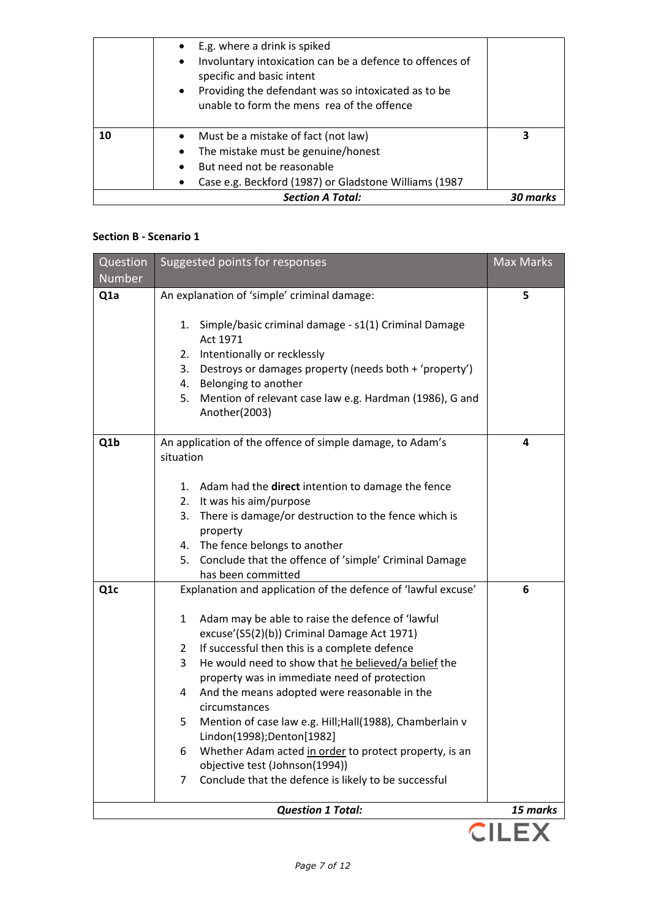| | | |
|---|---|---|
| | • E.g. where a drink is spiked<br>• Involuntary intoxication can be a defence to offences of specific and basic intent<br>• Providing the defendant was so intoxicated as to be unable to form the mens rea of the offence | |
| **10** | • Must be a mistake of fact (not law)<br>• The mistake must be genuine/honest<br>• But need not be reasonable<br>• Case e.g. Beckford (1987) or Gladstone Williams (1987 | **3** |
| | ***Section A Total:*** | ***30 marks*** |

### Section B - Scenario 1

| Question Number | Suggested points for responses | Max Marks |
|---|---|---|
| **Q1a** | An explanation of 'simple' criminal damage:<br><br>1. Simple/basic criminal damage - s1(1) Criminal Damage Act 1971<br>2. Intentionally or recklessly<br>3. Destroys or damages property (needs both + 'property')<br>4. Belonging to another<br>5. Mention of relevant case law e.g. Hardman (1986), G and Another(2003) | **5** |
| **Q1b** | An application of the offence of simple damage, to Adam's situation<br><br>1. Adam had the **direct** intention to damage the fence<br>2. It was his aim/purpose<br>3. There is damage/or destruction to the fence which is property<br>4. The fence belongs to another<br>5. Conclude that the offence of 'simple' Criminal Damage has been committed | **4** |
| **Q1c** | Explanation and application of the defence of 'lawful excuse'<br><br>1 Adam may be able to raise the defence of 'lawful excuse'(S5(2)(b)) Criminal Damage Act 1971)<br>2 If successful then this is a complete defence<br>3 He would need to show that <u>he believed/a belief</u> the property was in immediate need of protection<br>4 And the means adopted were reasonable in the circumstances<br>5 Mention of case law e.g. Hill;Hall(1988), Chamberlain v Lindon(1998);Denton[1982]<br>6 Whether Adam acted <u>in order</u> to protect property, is an objective test (Johnson(1994))<br>7 Conclude that the defence is likely to be successful | **6** |
| | ***Question 1 Total:*** | ***15 marks*** |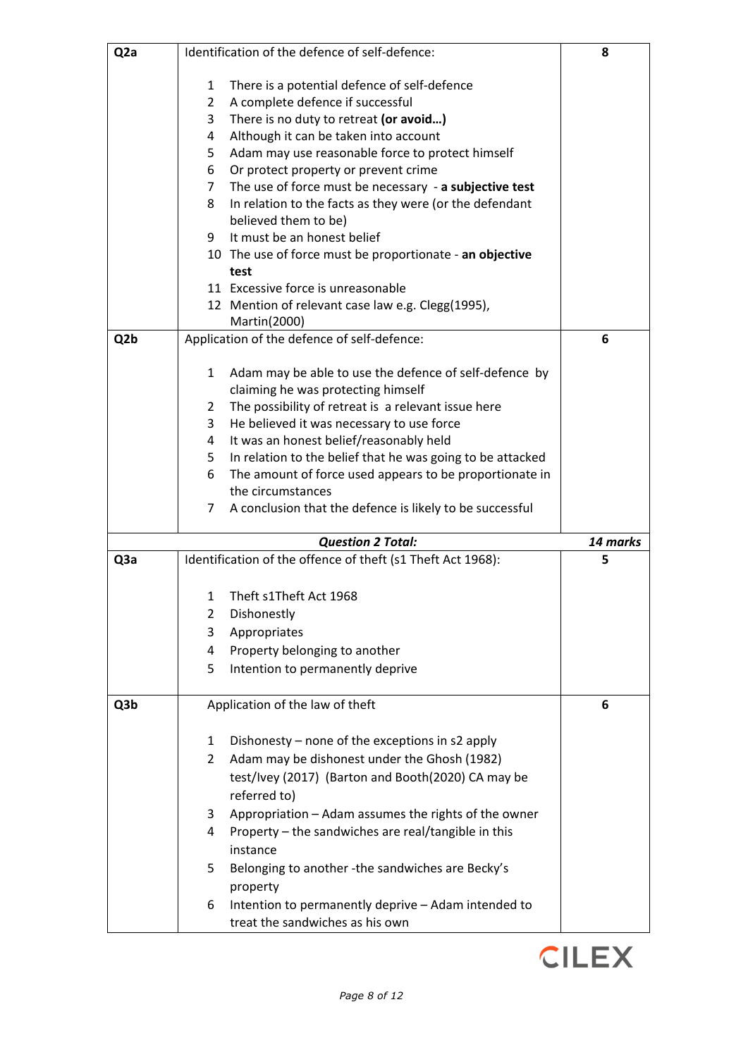| | | |
|---|---|---|
| Q2a | Identification of the defence of self-defence:<br><br>1 There is a potential defence of self-defence<br>2 A complete defence if successful<br>3 There is no duty to retreat **(or avoid…)**<br>4 Although it can be taken into account<br>5 Adam may use reasonable force to protect himself<br>6 Or protect property or prevent crime<br>7 The use of force must be necessary - **a subjective test**<br>8 In relation to the facts as they were (or the defendant believed them to be)<br>9 It must be an honest belief<br>10 The use of force must be proportionate - **an objective test**<br>11 Excessive force is unreasonable<br>12 Mention of relevant case law e.g. Clegg(1995), Martin(2000) | 8 |
| Q2b | Application of the defence of self-defence:<br><br>1 Adam may be able to use the defence of self-defence by claiming he was protecting himself<br>2 The possibility of retreat is a relevant issue here<br>3 He believed it was necessary to use force<br>4 It was an honest belief/reasonably held<br>5 In relation to the belief that he was going to be attacked<br>6 The amount of force used appears to be proportionate in the circumstances<br>7 A conclusion that the defence is likely to be successful | 6 |
| | ***Question 2 Total:*** | ***14 marks*** |
| Q3a | Identification of the offence of theft (s1 Theft Act 1968):<br><br>1 Theft s1Theft Act 1968<br>2 Dishonestly<br>3 Appropriates<br>4 Property belonging to another<br>5 Intention to permanently deprive | 5 |
| Q3b | Application of the law of theft<br><br>1 Dishonesty – none of the exceptions in s2 apply<br>2 Adam may be dishonest under the Ghosh (1982) test/Ivey (2017) (Barton and Booth(2020) CA may be referred to)<br>3 Appropriation – Adam assumes the rights of the owner<br>4 Property – the sandwiches are real/tangible in this instance<br>5 Belonging to another -the sandwiches are Becky's property<br>6 Intention to permanently deprive – Adam intended to treat the sandwiches as his own | 6 |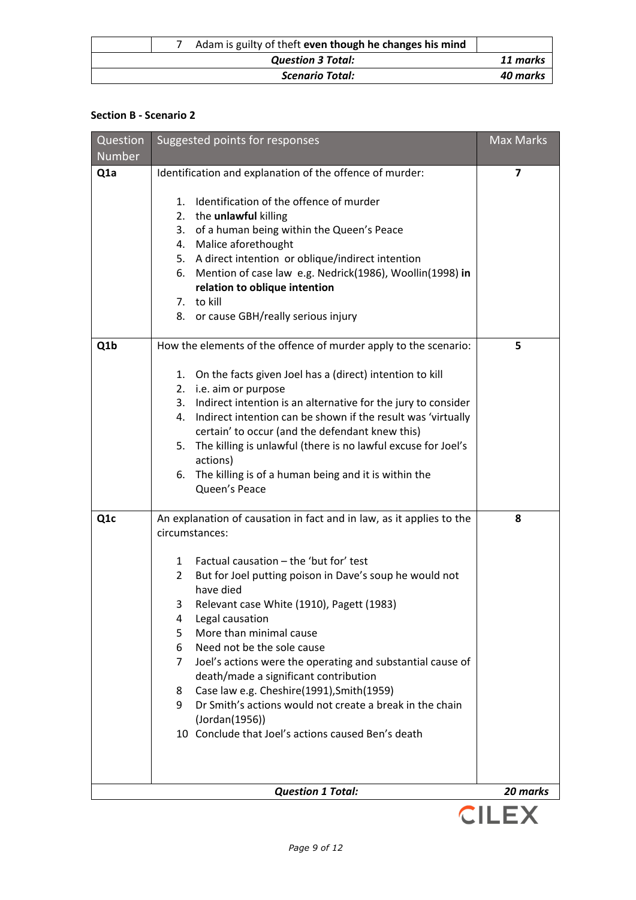| | | |
|---|---|---|
| | 7 Adam is guilty of theft **even though he changes his mind** | |
| ***Question 3 Total:*** | | ***11 marks*** |
| ***Scenario Total:*** | | ***40 marks*** |

**Section B - Scenario 2**

| Question Number | Suggested points for responses | Max Marks |
|---|---|---|
| **Q1a** | Identification and explanation of the offence of murder:<br><br>1. Identification of the offence of murder<br>2. the **unlawful** killing<br>3. of a human being within the Queen's Peace<br>4. Malice aforethought<br>5. A direct intention or oblique/indirect intention<br>6. Mention of case law e.g. Nedrick(1986), Woollin(1998) **in relation to oblique intention**<br>7. to kill<br>8. or cause GBH/really serious injury | **7** |
| **Q1b** | How the elements of the offence of murder apply to the scenario:<br><br>1. On the facts given Joel has a (direct) intention to kill<br>2. i.e. aim or purpose<br>3. Indirect intention is an alternative for the jury to consider<br>4. Indirect intention can be shown if the result was 'virtually certain' to occur (and the defendant knew this)<br>5. The killing is unlawful (there is no lawful excuse for Joel's actions)<br>6. The killing is of a human being and it is within the Queen's Peace | **5** |
| **Q1c** | An explanation of causation in fact and in law, as it applies to the circumstances:<br><br>1 Factual causation – the 'but for' test<br>2 But for Joel putting poison in Dave's soup he would not have died<br>3 Relevant case White (1910), Pagett (1983)<br>4 Legal causation<br>5 More than minimal cause<br>6 Need not be the sole cause<br>7 Joel's actions were the operating and substantial cause of death/made a significant contribution<br>8 Case law e.g. Cheshire(1991),Smith(1959)<br>9 Dr Smith's actions would not create a break in the chain (Jordan(1956))<br>10 Conclude that Joel's actions caused Ben's death | **8** |
| ***Question 1 Total:*** | | ***20 marks*** |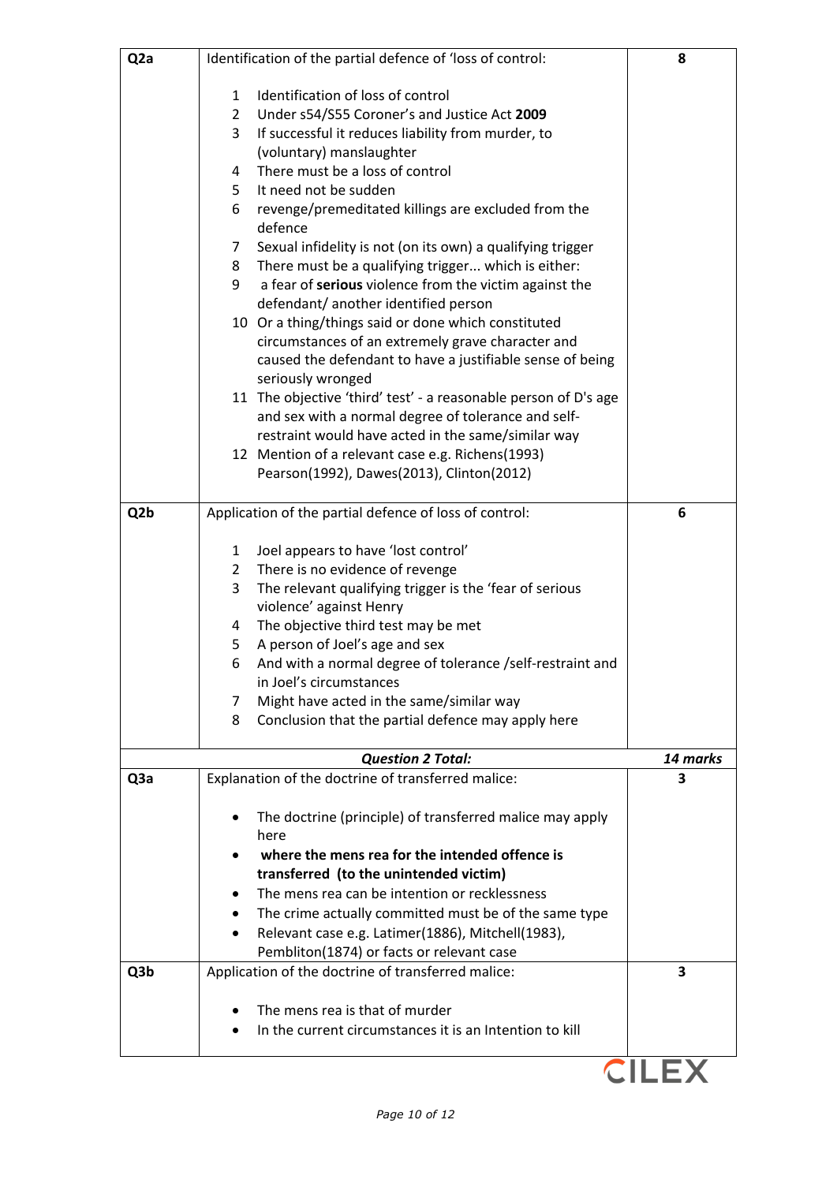| | | |
|---|---|---|
| **Q2a** | Identification of the partial defence of 'loss of control:<br><br>1 Identification of loss of control<br>2 Under s54/S55 Coroner's and Justice Act **2009**<br>3 If successful it reduces liability from murder, to (voluntary) manslaughter<br>4 There must be a loss of control<br>5 It need not be sudden<br>6 revenge/premeditated killings are excluded from the defence<br>7 Sexual infidelity is not (on its own) a qualifying trigger<br>8 There must be a qualifying trigger... which is either:<br>9 a fear of **serious** violence from the victim against the defendant/ another identified person<br>10 Or a thing/things said or done which constituted circumstances of an extremely grave character and caused the defendant to have a justifiable sense of being seriously wronged<br>11 The objective 'third' test' - a reasonable person of D's age and sex with a normal degree of tolerance and self-restraint would have acted in the same/similar way<br>12 Mention of a relevant case e.g. Richens(1993) Pearson(1992), Dawes(2013), Clinton(2012) | **8** |
| **Q2b** | Application of the partial defence of loss of control:<br><br>1 Joel appears to have 'lost control'<br>2 There is no evidence of revenge<br>3 The relevant qualifying trigger is the 'fear of serious violence' against Henry<br>4 The objective third test may be met<br>5 A person of Joel's age and sex<br>6 And with a normal degree of tolerance /self-restraint and in Joel's circumstances<br>7 Might have acted in the same/similar way<br>8 Conclusion that the partial defence may apply here | **6** |
| | ***Question 2 Total:*** | ***14 marks*** |
| **Q3a** | Explanation of the doctrine of transferred malice:<br><br>• The doctrine (principle) of transferred malice may apply here<br>• **where the mens rea for the intended offence is transferred (to the unintended victim)**<br>• The mens rea can be intention or recklessness<br>• The crime actually committed must be of the same type<br>• Relevant case e.g. Latimer(1886), Mitchell(1983), Pembliton(1874) or facts or relevant case | **3** |
| **Q3b** | Application of the doctrine of transferred malice:<br><br>• The mens rea is that of murder<br>• In the current circumstances it is an Intention to kill | **3** |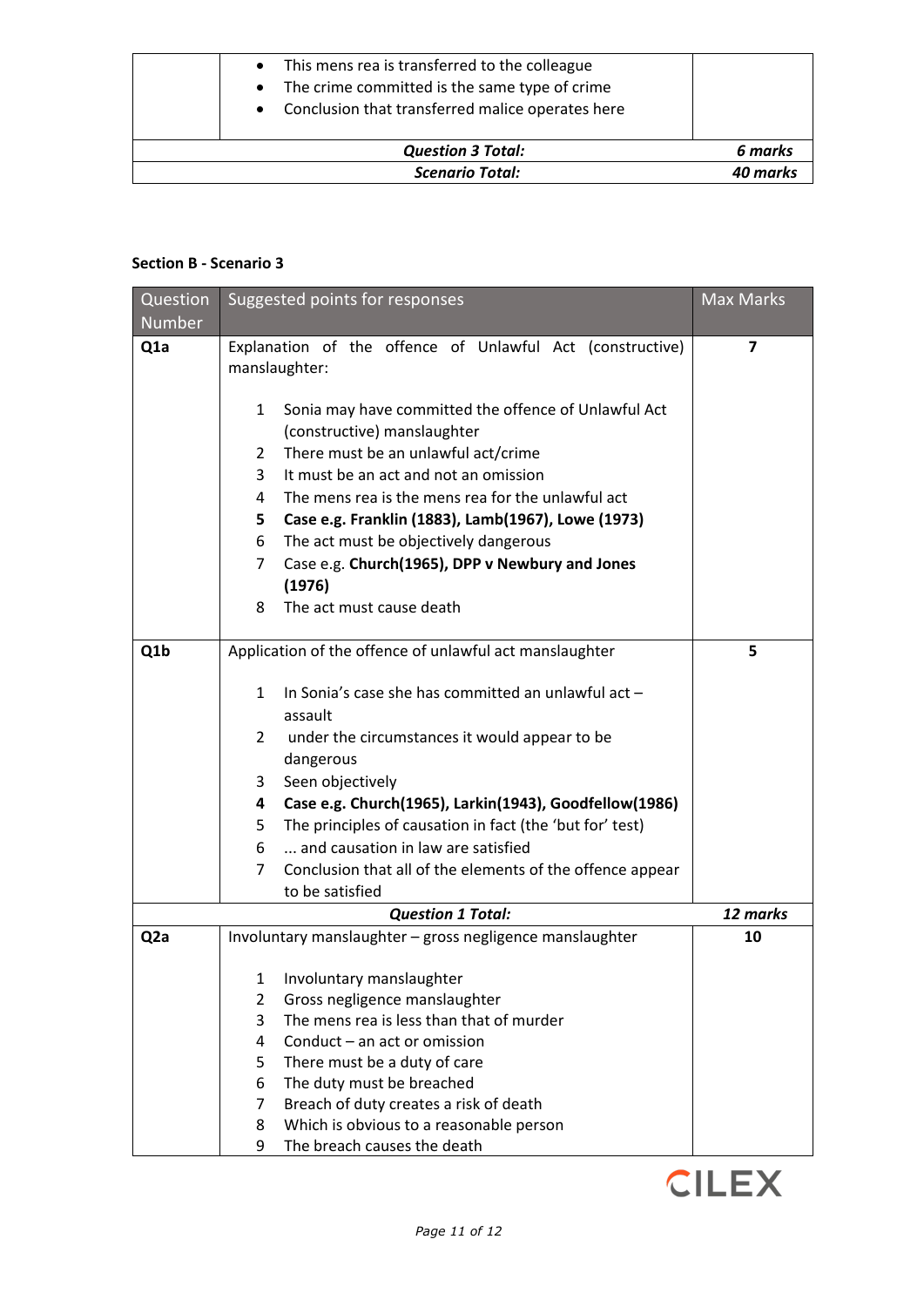| | | |
|---|---|---|
| | • This mens rea is transferred to the colleague<br>• The crime committed is the same type of crime<br>• Conclusion that transferred malice operates here | |
| | ***Question 3 Total:*** | ***6 marks*** |
| | ***Scenario Total:*** | ***40 marks*** |

**Section B - Scenario 3**

| Question Number | Suggested points for responses | Max Marks |
|---|---|---|
| **Q1a** | Explanation of the offence of Unlawful Act (constructive) manslaughter:<br><br>1 Sonia may have committed the offence of Unlawful Act (constructive) manslaughter<br>2 There must be an unlawful act/crime<br>3 It must be an act and not an omission<br>4 The mens rea is the mens rea for the unlawful act<br>**5 Case e.g. Franklin (1883), Lamb(1967), Lowe (1973)**<br>6 The act must be objectively dangerous<br>7 Case e.g. **Church(1965), DPP v Newbury and Jones (1976)**<br>8 The act must cause death | **7** |
| **Q1b** | Application of the offence of unlawful act manslaughter<br><br>1 In Sonia's case she has committed an unlawful act – assault<br>2 under the circumstances it would appear to be dangerous<br>3 Seen objectively<br>**4 Case e.g. Church(1965), Larkin(1943), Goodfellow(1986)**<br>5 The principles of causation in fact (the 'but for' test)<br>6 ... and causation in law are satisfied<br>7 Conclusion that all of the elements of the offence appear to be satisfied | **5** |
| | ***Question 1 Total:*** | ***12 marks*** |
| **Q2a** | Involuntary manslaughter – gross negligence manslaughter<br><br>1 Involuntary manslaughter<br>2 Gross negligence manslaughter<br>3 The mens rea is less than that of murder<br>4 Conduct – an act or omission<br>5 There must be a duty of care<br>6 The duty must be breached<br>7 Breach of duty creates a risk of death<br>8 Which is obvious to a reasonable person<br>9 The breach causes the death | **10** |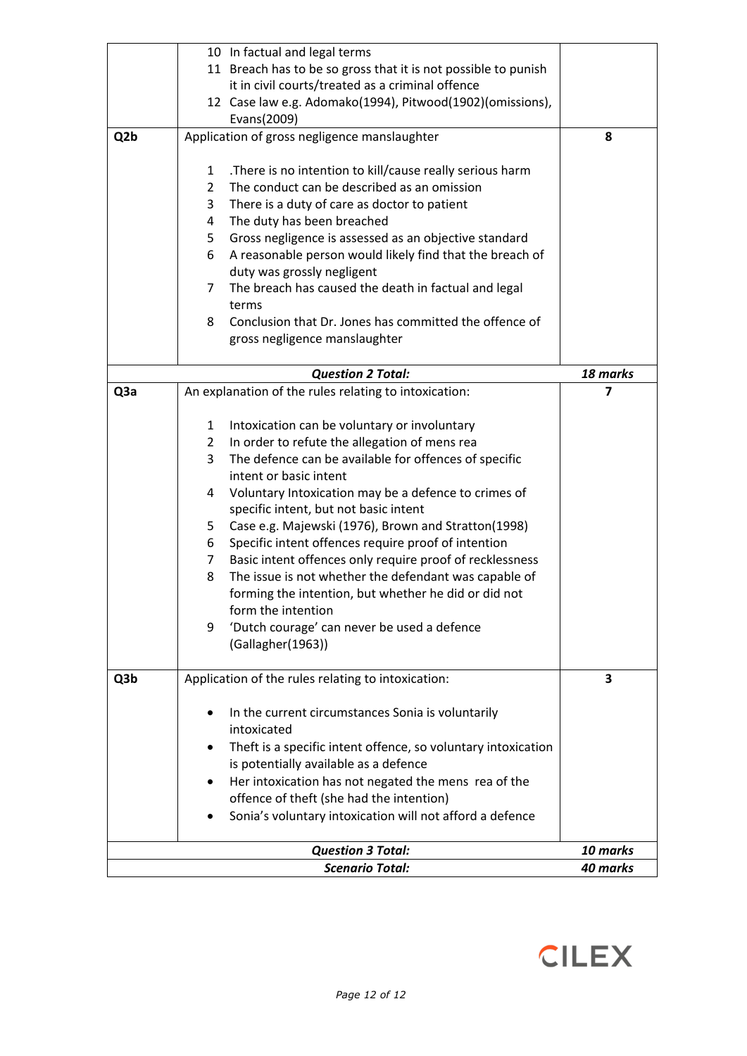| | | |
|---|---|---|
| | 10 In factual and legal terms<br>11 Breach has to be so gross that it is not possible to punish it in civil courts/treated as a criminal offence<br>12 Case law e.g. Adomako(1994), Pitwood(1902)(omissions), Evans(2009) | |
| **Q2b** | Application of gross negligence manslaughter<br><br>1 .There is no intention to kill/cause really serious harm<br>2 The conduct can be described as an omission<br>3 There is a duty of care as doctor to patient<br>4 The duty has been breached<br>5 Gross negligence is assessed as an objective standard<br>6 A reasonable person would likely find that the breach of duty was grossly negligent<br>7 The breach has caused the death in factual and legal terms<br>8 Conclusion that Dr. Jones has committed the offence of gross negligence manslaughter | **8** |
| | ***Question 2 Total:*** | ***18 marks*** |
| **Q3a** | An explanation of the rules relating to intoxication:<br><br>1 Intoxication can be voluntary or involuntary<br>2 In order to refute the allegation of mens rea<br>3 The defence can be available for offences of specific intent or basic intent<br>4 Voluntary Intoxication may be a defence to crimes of specific intent, but not basic intent<br>5 Case e.g. Majewski (1976), Brown and Stratton(1998)<br>6 Specific intent offences require proof of intention<br>7 Basic intent offences only require proof of recklessness<br>8 The issue is not whether the defendant was capable of forming the intention, but whether he did or did not form the intention<br>9 'Dutch courage' can never be used a defence (Gallagher(1963)) | **7** |
| **Q3b** | Application of the rules relating to intoxication:<br><br>• In the current circumstances Sonia is voluntarily intoxicated<br>• Theft is a specific intent offence, so voluntary intoxication is potentially available as a defence<br>• Her intoxication has not negated the mens rea of the offence of theft (she had the intention)<br>• Sonia's voluntary intoxication will not afford a defence | **3** |
| | ***Question 3 Total:*** | ***10 marks*** |
| | ***Scenario Total:*** | ***40 marks*** |

CILEX